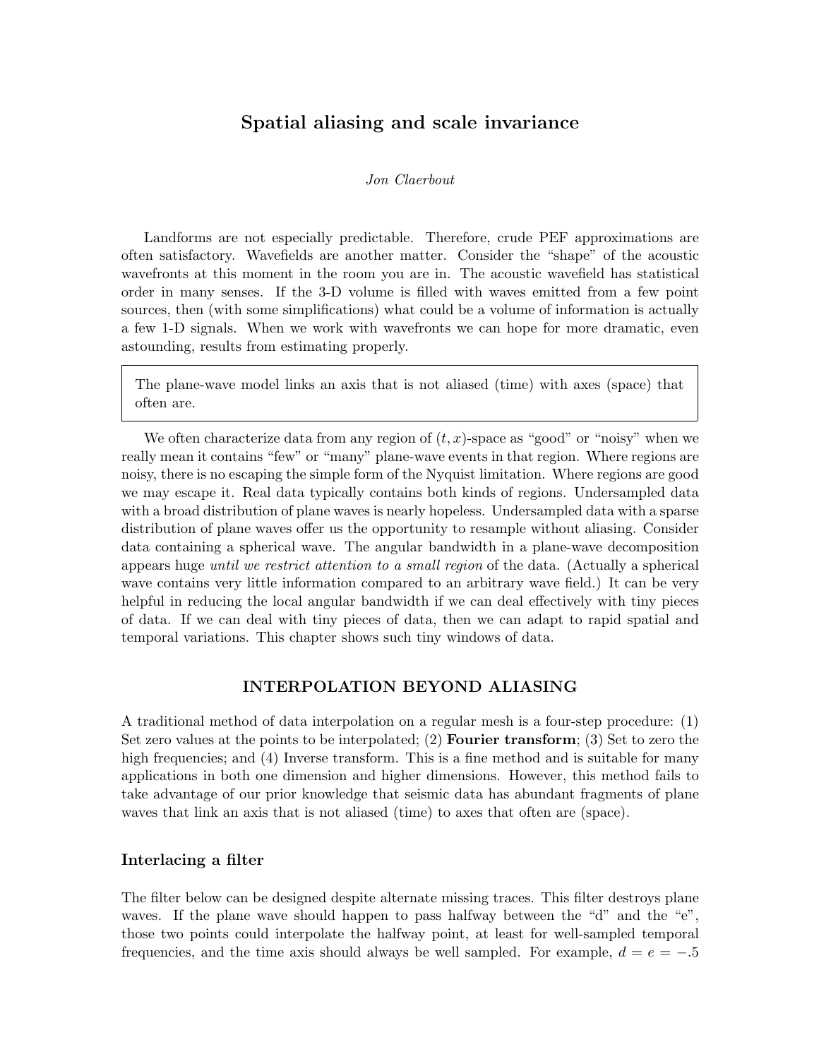# Spatial aliasing and scale invariance

*Jon Claerbout*

Landforms are not especially predictable. Therefore, crude PEF approximations are often satisfactory. Wavefields are another matter. Consider the "shape" of the acoustic wavefronts at this moment in the room you are in. The acoustic wavefield has statistical order in many senses. If the 3-D volume is filled with waves emitted from a few point sources, then (with some simplifications) what could be a volume of information is actually a few 1-D signals. When we work with wavefronts we can hope for more dramatic, even astounding, results from estimating properly.

> The plane-wave model links an axis that is not aliased (time) with axes (space) that often are.

We often characterize data from any region of $(t, x)$-space as "good" or "noisy" when we really mean it contains "few" or "many" plane-wave events in that region. Where regions are noisy, there is no escaping the simple form of the Nyquist limitation. Where regions are good we may escape it. Real data typically contains both kinds of regions. Undersampled data with a broad distribution of plane waves is nearly hopeless. Undersampled data with a sparse distribution of plane waves offer us the opportunity to resample without aliasing. Consider data containing a spherical wave. The angular bandwidth in a plane-wave decomposition appears huge *until we restrict attention to a small region* of the data. (Actually a spherical wave contains very little information compared to an arbitrary wave field.) It can be very helpful in reducing the local angular bandwidth if we can deal effectively with tiny pieces of data. If we can deal with tiny pieces of data, then we can adapt to rapid spatial and temporal variations. This chapter shows such tiny windows of data.

## INTERPOLATION BEYOND ALIASING

A traditional method of data interpolation on a regular mesh is a four-step procedure: (1) Set zero values at the points to be interpolated; (2) **Fourier transform**; (3) Set to zero the high frequencies; and (4) Inverse transform. This is a fine method and is suitable for many applications in both one dimension and higher dimensions. However, this method fails to take advantage of our prior knowledge that seismic data has abundant fragments of plane waves that link an axis that is not aliased (time) to axes that often are (space).

### Interlacing a filter

The filter below can be designed despite alternate missing traces. This filter destroys plane waves. If the plane wave should happen to pass halfway between the "d" and the "e", those two points could interpolate the halfway point, at least for well-sampled temporal frequencies, and the time axis should always be well sampled. For example, $d = e = -.5$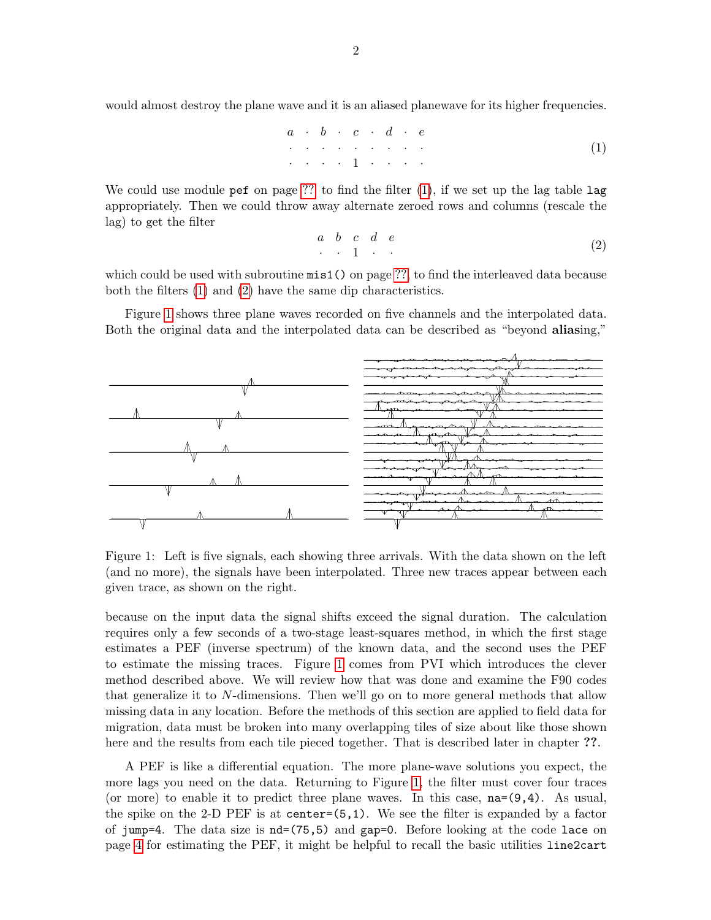would almost destroy the plane wave and it is an aliased planewave for its higher frequencies.

$$
\begin{array}{ccccccccc}
a & \cdot & b & \cdot & c & \cdot & d & \cdot & e \\
\cdot & \cdot & \cdot & \cdot & \cdot & \cdot & \cdot & \cdot & \cdot \\
\cdot & \cdot & \cdot & \cdot & 1 & \cdot & \cdot & \cdot & \cdot
\end{array} \tag{1}
$$

We could use module `pef` on page ?? to find the filter (1), if we set up the lag table `lag` appropriately. Then we could throw away alternate zeroed rows and columns (rescale the lag) to get the filter

$$
\begin{array}{ccccc}
a & b & c & d & e \\
\cdot & \cdot & 1 & \cdot & \cdot
\end{array} \tag{2}
$$

which could be used with subroutine `mis1()` on page ??, to find the interleaved data because both the filters (1) and (2) have the same dip characteristics.

Figure 1 shows three plane waves recorded on five channels and the interpolated data. Both the original data and the interpolated data can be described as "beyond **alias**ing,"

Figure 1: Left is five signals, each showing three arrivals. With the data shown on the left (and no more), the signals have been interpolated. Three new traces appear between each given trace, as shown on the right.

because on the input data the signal shifts exceed the signal duration. The calculation requires only a few seconds of a two-stage least-squares method, in which the first stage estimates a PEF (inverse spectrum) of the known data, and the second uses the PEF to estimate the missing traces. Figure 1 comes from PVI which introduces the clever method described above. We will review how that was done and examine the F90 codes that generalize it to $N$-dimensions. Then we'll go on to more general methods that allow missing data in any location. Before the methods of this section are applied to field data for migration, data must be broken into many overlapping tiles of size about like those shown here and the results from each tile pieced together. That is described later in chapter **??**.

A PEF is like a differential equation. The more plane-wave solutions you expect, the more lags you need on the data. Returning to Figure 1, the filter must cover four traces (or more) to enable it to predict three plane waves. In this case, `na=(9,4)`. As usual, the spike on the 2-D PEF is at `center=(5,1)`. We see the filter is expanded by a factor of `jump=4`. The data size is `nd=(75,5)` and `gap=0`. Before looking at the code `lace` on page 4 for estimating the PEF, it might be helpful to recall the basic utilities `line2cart`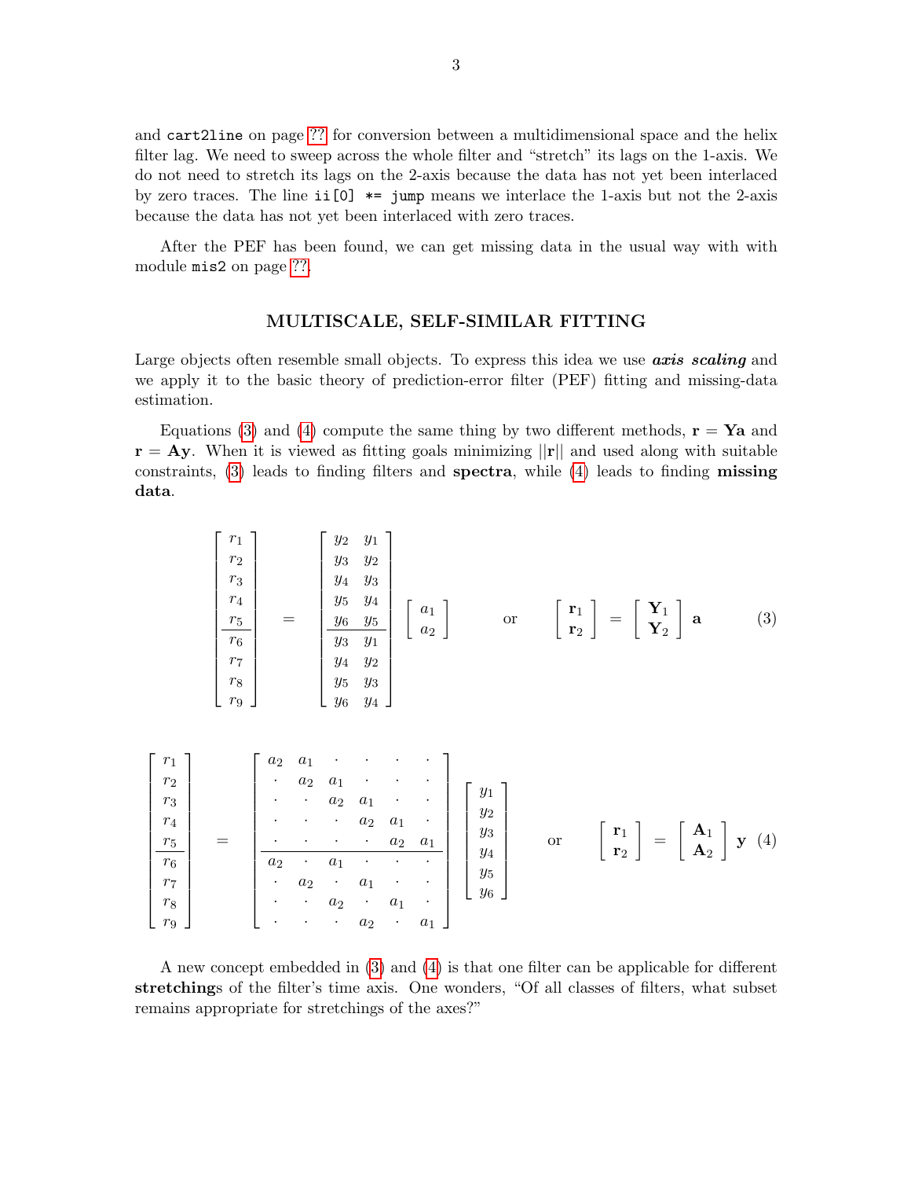and `cart2line` on page ?? for conversion between a multidimensional space and the helix filter lag. We need to sweep across the whole filter and "stretch" its lags on the 1-axis. We do not need to stretch its lags on the 2-axis because the data has not yet been interlaced by zero traces. The line `ii[0] *= jump` means we interlace the 1-axis but not the 2-axis because the data has not yet been interlaced with zero traces.

After the PEF has been found, we can get missing data in the usual way with with module `mis2` on page ??.

## MULTISCALE, SELF-SIMILAR FITTING

Large objects often resemble small objects. To express this idea we use ***axis scaling*** and we apply it to the basic theory of prediction-error filter (PEF) fitting and missing-data estimation.

Equations (3) and (4) compute the same thing by two different methods, $\mathbf{r} = \mathbf{Y}\mathbf{a}$ and $\mathbf{r} = \mathbf{A}\mathbf{y}$. When it is viewed as fitting goals minimizing $||\mathbf{r}||$ and used along with suitable constraints, (3) leads to finding filters and **spectra**, while (4) leads to finding **missing data**.

$$
\begin{bmatrix} r_1 \\ r_2 \\ r_3 \\ r_4 \\ r_5 \\ \hline r_6 \\ r_7 \\ r_8 \\ r_9 \end{bmatrix}
\quad = \quad
\begin{bmatrix} y_2 & y_1 \\ y_3 & y_2 \\ y_4 & y_3 \\ y_5 & y_4 \\ y_6 & y_5 \\ \hline y_3 & y_1 \\ y_4 & y_2 \\ y_5 & y_3 \\ y_6 & y_4 \end{bmatrix}
\begin{bmatrix} a_1 \\ a_2 \end{bmatrix}
\qquad \text{or} \qquad
\begin{bmatrix} \mathbf{r}_1 \\ \mathbf{r}_2 \end{bmatrix}
=
\begin{bmatrix} \mathbf{Y}_1 \\ \mathbf{Y}_2 \end{bmatrix} \mathbf{a}
\tag{3}
$$

$$
\begin{bmatrix} r_1 \\ r_2 \\ r_3 \\ r_4 \\ r_5 \\ \hline r_6 \\ r_7 \\ r_8 \\ r_9 \end{bmatrix}
\quad = \quad
\begin{bmatrix}
a_2 & a_1 & \cdot & \cdot & \cdot & \cdot \\
\cdot & a_2 & a_1 & \cdot & \cdot & \cdot \\
\cdot & \cdot & a_2 & a_1 & \cdot & \cdot \\
\cdot & \cdot & \cdot & a_2 & a_1 & \cdot \\
\cdot & \cdot & \cdot & \cdot & a_2 & a_1 \\ \hline
a_2 & \cdot & a_1 & \cdot & \cdot & \cdot \\
\cdot & a_2 & \cdot & a_1 & \cdot & \cdot \\
\cdot & \cdot & a_2 & \cdot & a_1 & \cdot \\
\cdot & \cdot & \cdot & a_2 & \cdot & a_1
\end{bmatrix}
\begin{bmatrix} y_1 \\ y_2 \\ y_3 \\ y_4 \\ y_5 \\ y_6 \end{bmatrix}
\qquad \text{or} \qquad
\begin{bmatrix} \mathbf{r}_1 \\ \mathbf{r}_2 \end{bmatrix}
=
\begin{bmatrix} \mathbf{A}_1 \\ \mathbf{A}_2 \end{bmatrix} \mathbf{y}
\tag{4}
$$

A new concept embedded in (3) and (4) is that one filter can be applicable for different **stretching**s of the filter's time axis. One wonders, "Of all classes of filters, what subset remains appropriate for stretchings of the axes?"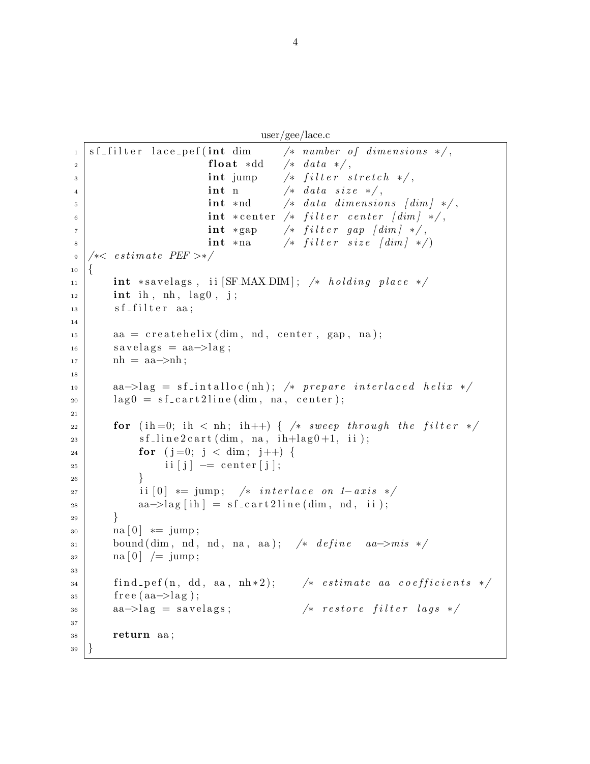user/gee/lace.c

```c
sf_filter lace_pef(int dim      /* number of dimensions */,
                   float *dd    /* data */,
                   int jump     /* filter stretch */,
                   int n        /* data size */,
                   int *nd      /* data dimensions [dim] */,
                   int *center  /* filter center [dim] */,
                   int *gap     /* filter gap [dim] */,
                   int *na      /* filter size [dim] */)
/*< estimate PEF >*/
{
    int *savelags, ii[SF_MAX_DIM]; /* holding place */
    int ih, nh, lag0, j;
    sf_filter aa;

    aa = createhelix(dim, nd, center, gap, na);
    savelags = aa->lag;
    nh = aa->nh;

    aa->lag = sf_intalloc(nh); /* prepare interlaced helix */
    lag0 = sf_cart2line(dim, na, center);

    for (ih=0; ih < nh; ih++) { /* sweep through the filter */
        sf_line2cart(dim, na, ih+lag0+1, ii);
        for (j=0; j < dim; j++) {
            ii[j] -= center[j];
        }
        ii[0] *= jump;  /* interlace on 1-axis */
        aa->lag[ih] = sf_cart2line(dim, nd, ii);
    }
    na[0] *= jump;
    bound(dim, nd, nd, na, aa);  /* define  aa->mis */
    na[0] /= jump;

    find_pef(n, dd, aa, nh*2);    /* estimate aa coefficients */
    free(aa->lag);
    aa->lag = savelags;           /* restore filter lags */

    return aa;
}
```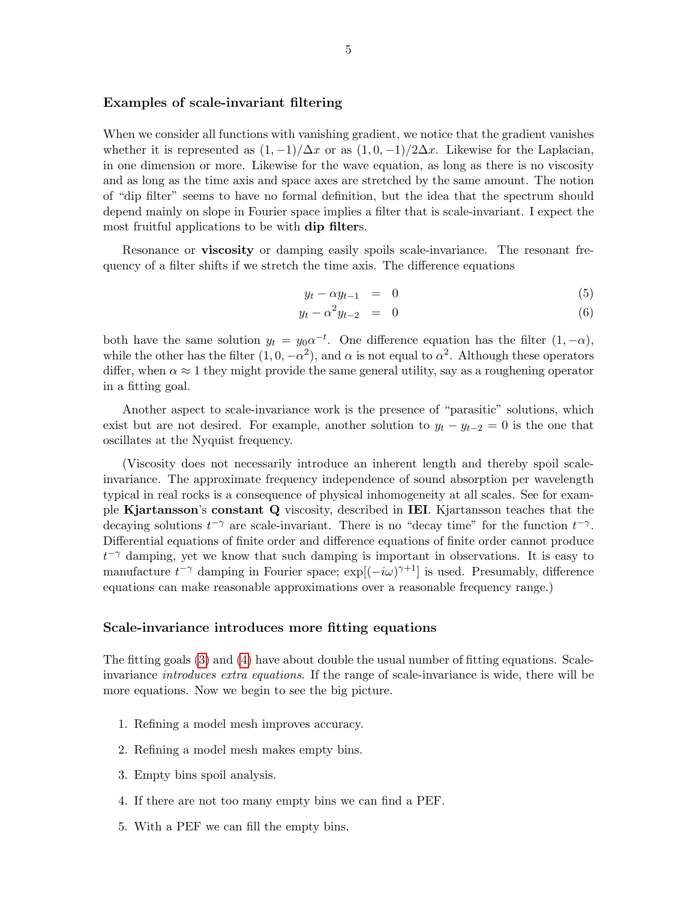### Examples of scale-invariant filtering

When we consider all functions with vanishing gradient, we notice that the gradient vanishes whether it is represented as $(1, -1)/\Delta x$ or as $(1, 0, -1)/2\Delta x$. Likewise for the Laplacian, in one dimension or more. Likewise for the wave equation, as long as there is no viscosity and as long as the time axis and space axes are stretched by the same amount. The notion of "dip filter" seems to have no formal definition, but the idea that the spectrum should depend mainly on slope in Fourier space implies a filter that is scale-invariant. I expect the most fruitful applications to be with **dip filter**s.

Resonance or **viscosity** or damping easily spoils scale-invariance. The resonant frequency of a filter shifts if we stretch the time axis. The difference equations

$$y_t - \alpha y_{t-1} = 0 \tag{5}$$

$$y_t - \alpha^2 y_{t-2} = 0 \tag{6}$$

both have the same solution $y_t = y_0 \alpha^{-t}$. One difference equation has the filter $(1, -\alpha)$, while the other has the filter $(1, 0, -\alpha^2)$, and $\alpha$ is not equal to $\alpha^2$. Although these operators differ, when $\alpha \approx 1$ they might provide the same general utility, say as a roughening operator in a fitting goal.

Another aspect to scale-invariance work is the presence of "parasitic" solutions, which exist but are not desired. For example, another solution to $y_t - y_{t-2} = 0$ is the one that oscillates at the Nyquist frequency.

(Viscosity does not necessarily introduce an inherent length and thereby spoil scale-invariance. The approximate frequency independence of sound absorption per wavelength typical in real rocks is a consequence of physical inhomogeneity at all scales. See for example **Kjartansson**'s **constant Q** viscosity, described in **IEI**. Kjartansson teaches that the decaying solutions $t^{-\gamma}$ are scale-invariant. There is no "decay time" for the function $t^{-\gamma}$. Differential equations of finite order and difference equations of finite order cannot produce $t^{-\gamma}$ damping, yet we know that such damping is important in observations. It is easy to manufacture $t^{-\gamma}$ damping in Fourier space; $\exp[(-i\omega)^{\gamma+1}]$ is used. Presumably, difference equations can make reasonable approximations over a reasonable frequency range.)

### Scale-invariance introduces more fitting equations

The fitting goals (3) and (4) have about double the usual number of fitting equations. Scale-invariance *introduces extra equations*. If the range of scale-invariance is wide, there will be more equations. Now we begin to see the big picture.

1. Refining a model mesh improves accuracy.
2. Refining a model mesh makes empty bins.
3. Empty bins spoil analysis.
4. If there are not too many empty bins we can find a PEF.
5. With a PEF we can fill the empty bins.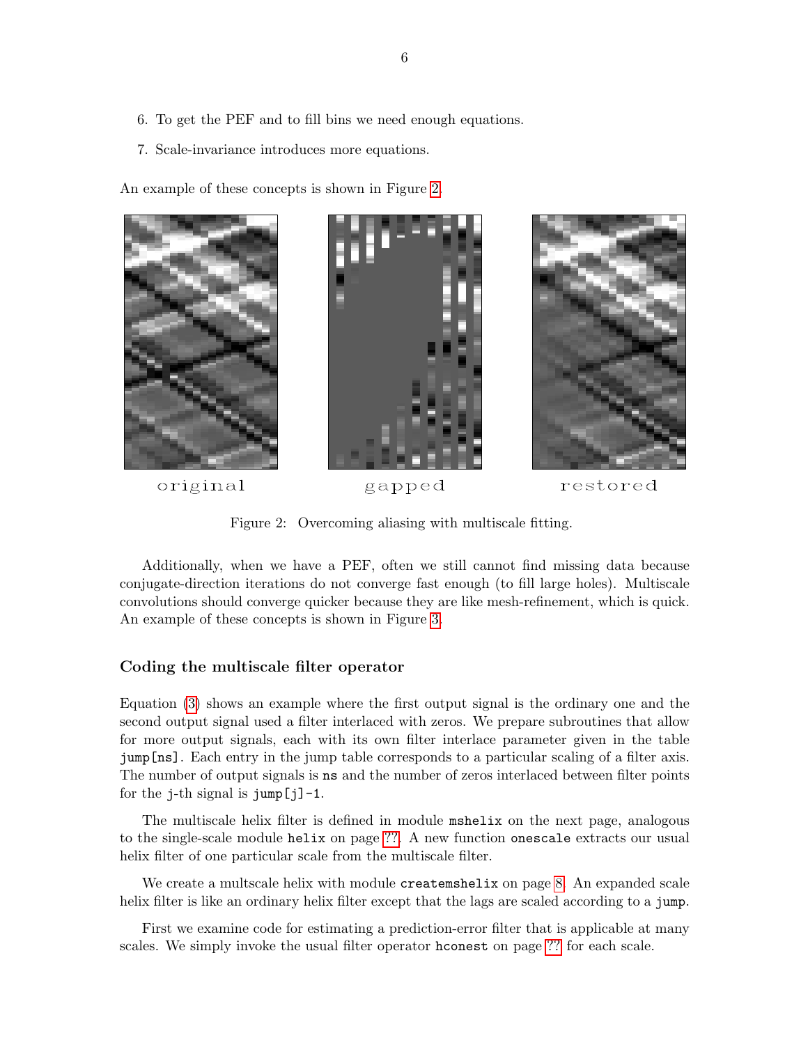6. To get the PEF and to fill bins we need enough equations.
7. Scale-invariance introduces more equations.

An example of these concepts is shown in Figure 2.

original gapped restored

Figure 2: Overcoming aliasing with multiscale fitting.

Additionally, when we have a PEF, often we still cannot find missing data because conjugate-direction iterations do not converge fast enough (to fill large holes). Multiscale convolutions should converge quicker because they are like mesh-refinement, which is quick. An example of these concepts is shown in Figure 3.

### Coding the multiscale filter operator

Equation (3) shows an example where the first output signal is the ordinary one and the second output signal used a filter interlaced with zeros. We prepare subroutines that allow for more output signals, each with its own filter interlace parameter given in the table `jump[ns]`. Each entry in the jump table corresponds to a particular scaling of a filter axis. The number of output signals is `ns` and the number of zeros interlaced between filter points for the `j`-th signal is `jump[j]-1`.

The multiscale helix filter is defined in module `mshelix` on the next page, analogous to the single-scale module `helix` on page ??. A new function `onescale` extracts our usual helix filter of one particular scale from the multiscale filter.

We create a multscale helix with module `createmshelix` on page 8. An expanded scale helix filter is like an ordinary helix filter except that the lags are scaled according to a `jump`.

First we examine code for estimating a prediction-error filter that is applicable at many scales. We simply invoke the usual filter operator `hconest` on page ?? for each scale.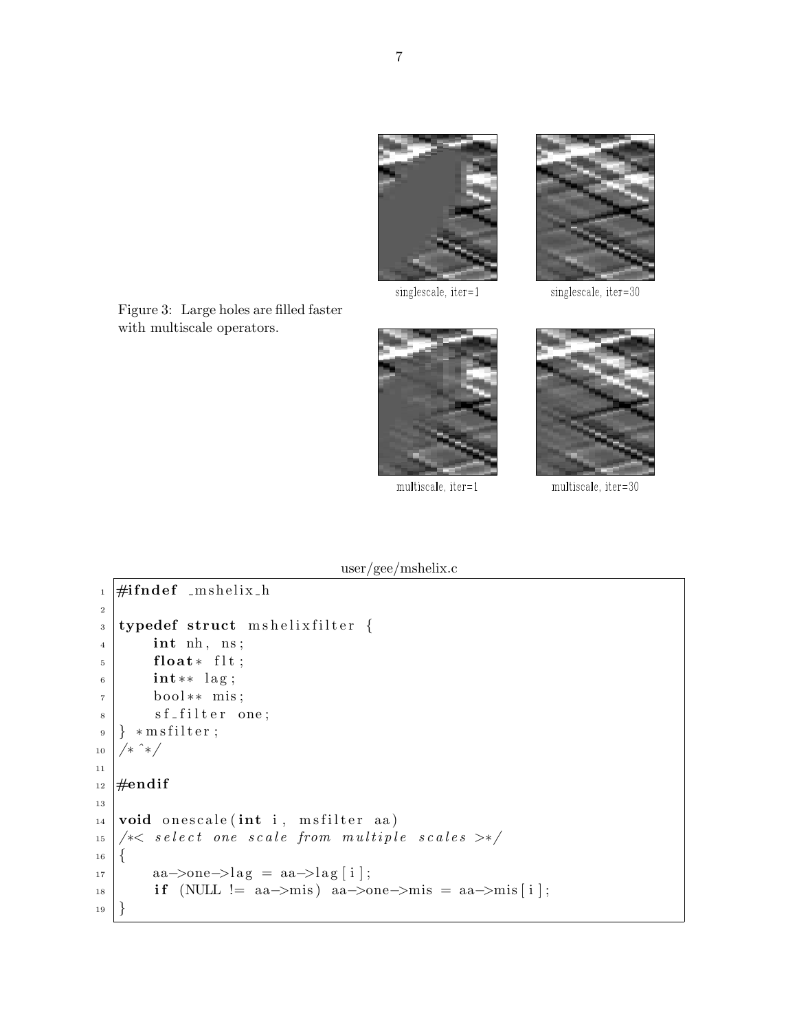singlescale, iter=1

singlescale, iter=30

multiscale, iter=1

multiscale, iter=30

Figure 3: Large holes are filled faster with multiscale operators.

user/gee/mshelix.c

```
#ifndef _mshelix_h

typedef struct mshelixfilter {
    int nh, ns;
    float* flt;
    int** lag;
    bool** mis;
    sf_filter one;
} *msfilter;
/* ^*/

#endif

void onescale(int i, msfilter aa)
/*< select one scale from multiple scales >*/
{
    aa->one->lag = aa->lag[i];
    if (NULL != aa->mis) aa->one->mis = aa->mis[i];
}
```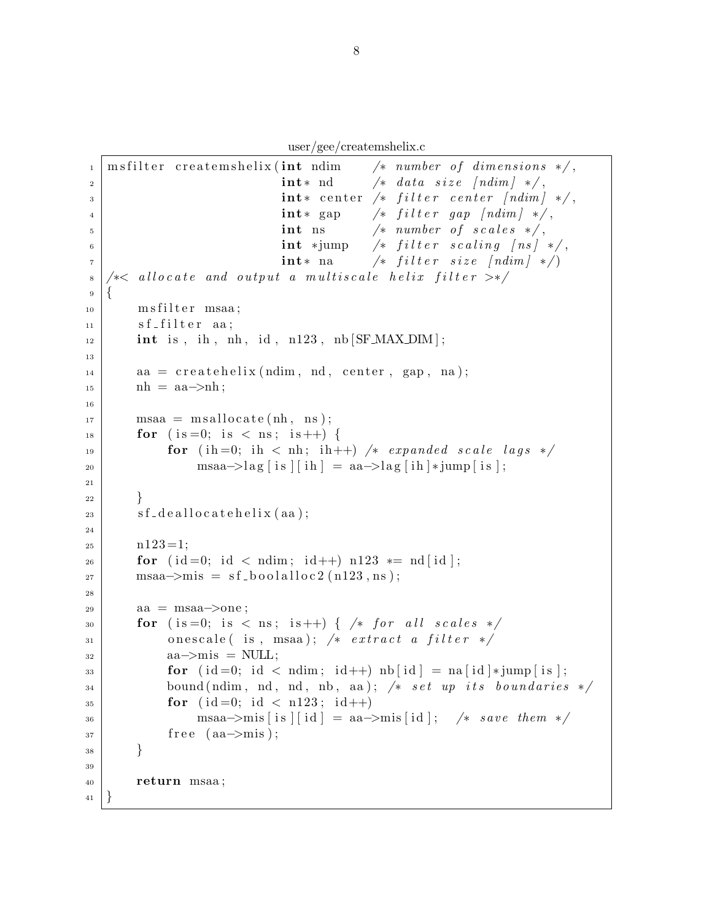user/gee/createmshelix.c

```c
msfilter createmshelix(int ndim     /* number of dimensions */,
                       int* nd      /* data size [ndim] */,
                       int* center  /* filter center [ndim] */,
                       int* gap     /* filter gap [ndim] */,
                       int ns       /* number of scales */,
                       int *jump    /* filter scaling [ns] */,
                       int* na      /* filter size [ndim] */)
/*< allocate and output a multiscale helix filter >*/
{
    msfilter msaa;
    sf_filter aa;
    int is, ih, nh, id, n123, nb[SF_MAX_DIM];

    aa = createhelix(ndim, nd, center, gap, na);
    nh = aa->nh;

    msaa = msallocate(nh, ns);
    for (is=0; is < ns; is++) {
        for (ih=0; ih < nh; ih++) /* expanded scale lags */
            msaa->lag[is][ih] = aa->lag[ih]*jump[is];

    }
    sf_deallocatehelix(aa);

    n123=1;
    for (id=0; id < ndim; id++) n123 *= nd[id];
    msaa->mis = sf_boolalloc2(n123,ns);

    aa = msaa->one;
    for (is=0; is < ns; is++) { /* for all scales */
        onescale( is, msaa); /* extract a filter */
        aa->mis = NULL;
        for (id=0; id < ndim; id++) nb[id] = na[id]*jump[is];
        bound(ndim, nd, nd, nb, aa); /* set up its boundaries */
        for (id=0; id < n123; id++)
            msaa->mis[is][id] = aa->mis[id];  /* save them */
        free (aa->mis);
    }

    return msaa;
}
```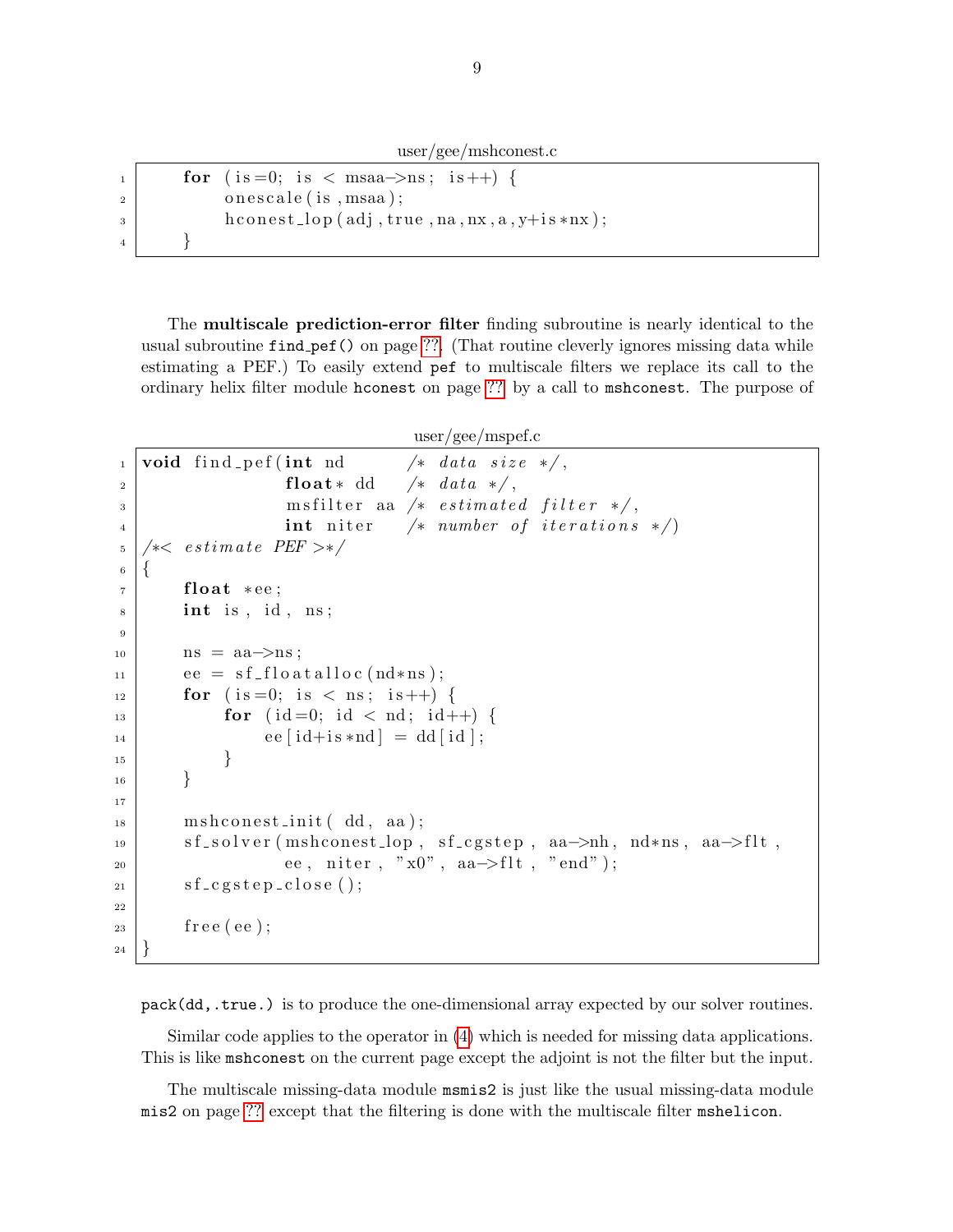user/gee/mshconest.c

```
    for (is=0; is < msaa->ns; is++) {
        onescale(is,msaa);
        hconest_lop(adj,true,na,nx,a,y+is*nx);
    }
```

The **multiscale prediction-error filter** finding subroutine is nearly identical to the usual subroutine `find_pef()` on page ??. (That routine cleverly ignores missing data while estimating a PEF.) To easily extend `pef` to multiscale filters we replace its call to the ordinary helix filter module `hconest` on page ?? by a call to `mshconest`. The purpose of

user/gee/mspef.c

```
void find_pef(int nd       /* data size */,
              float* dd    /* data */,
              msfilter aa  /* estimated filter */,
              int niter    /* number of iterations */)
/*< estimate PEF >*/
{
    float *ee;
    int is, id, ns;

    ns = aa->ns;
    ee = sf_floatalloc(nd*ns);
    for (is=0; is < ns; is++) {
        for (id=0; id < nd; id++) {
            ee[id+is*nd] = dd[id];
        }
    }

    mshconest_init( dd, aa);
    sf_solver(mshconest_lop, sf_cgstep, aa->nh, nd*ns, aa->flt,
              ee, niter, "x0", aa->flt, "end");
    sf_cgstep_close();

    free(ee);
}
```

`pack(dd,.true.)` is to produce the one-dimensional array expected by our solver routines.

Similar code applies to the operator in (4) which is needed for missing data applications. This is like `mshconest` on the current page except the adjoint is not the filter but the input.

The multiscale missing-data module `msmis2` is just like the usual missing-data module `mis2` on page ?? except that the filtering is done with the multiscale filter `mshelicon`.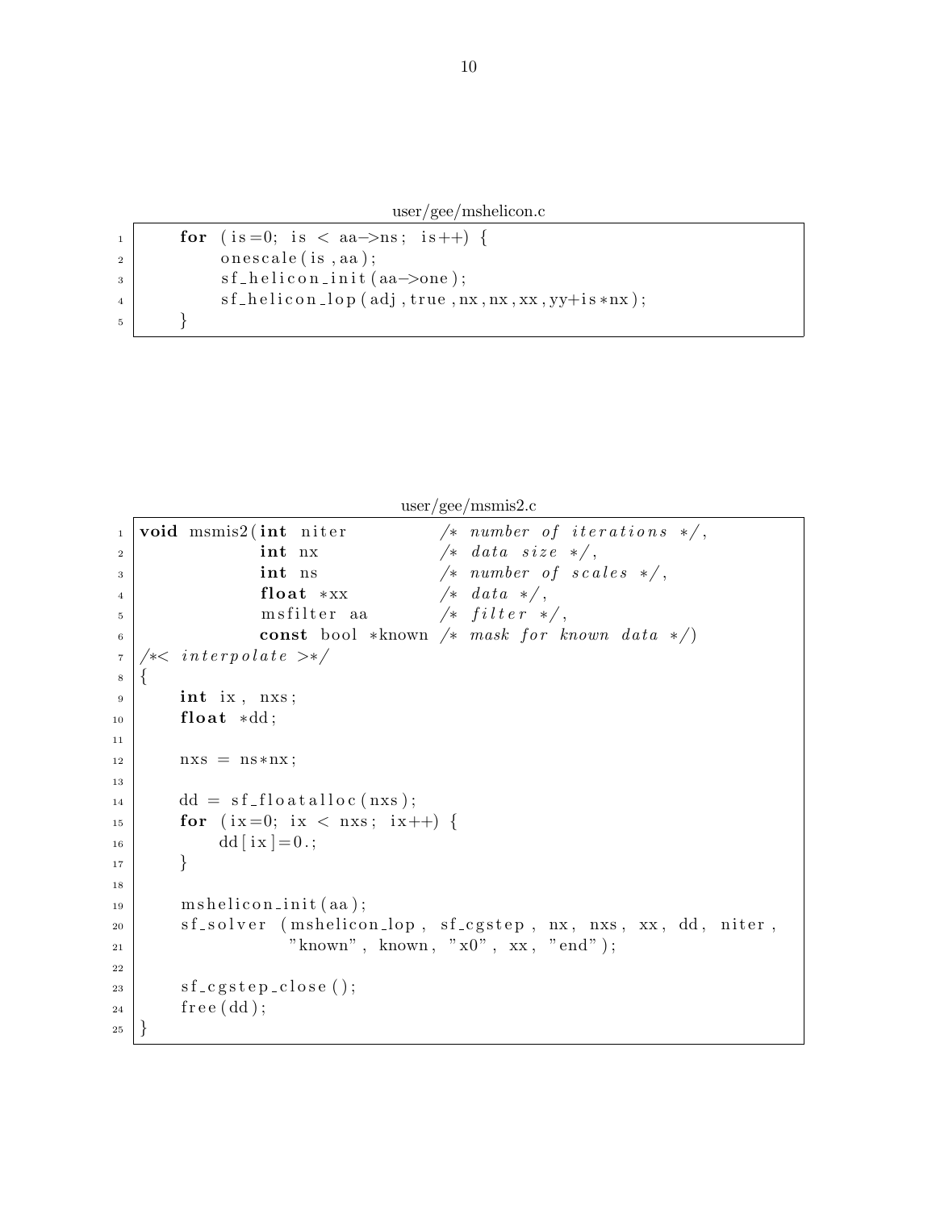user/gee/mshelicon.c

```c
    for (is=0; is < aa->ns; is++) {
        onescale(is,aa);
        sf_helicon_init(aa->one);
        sf_helicon_lop(adj,true,nx,nx,xx,yy+is*nx);
    }
```

user/gee/msmis2.c

```c
void msmis2(int niter          /* number of iterations */,
            int nx             /* data size */,
            int ns             /* number of scales */,
            float *xx          /* data */,
            msfilter aa        /* filter */,
            const bool *known /* mask for known data */)
/*< interpolate >*/
{
    int ix, nxs;
    float *dd;

    nxs = ns*nx;

    dd = sf_floatalloc(nxs);
    for (ix=0; ix < nxs; ix++) {
        dd[ix]=0.;
    }

    mshelicon_init(aa);
    sf_solver (mshelicon_lop, sf_cgstep, nx, nxs, xx, dd, niter,
               "known", known, "x0", xx, "end");

    sf_cgstep_close();
    free(dd);
}
```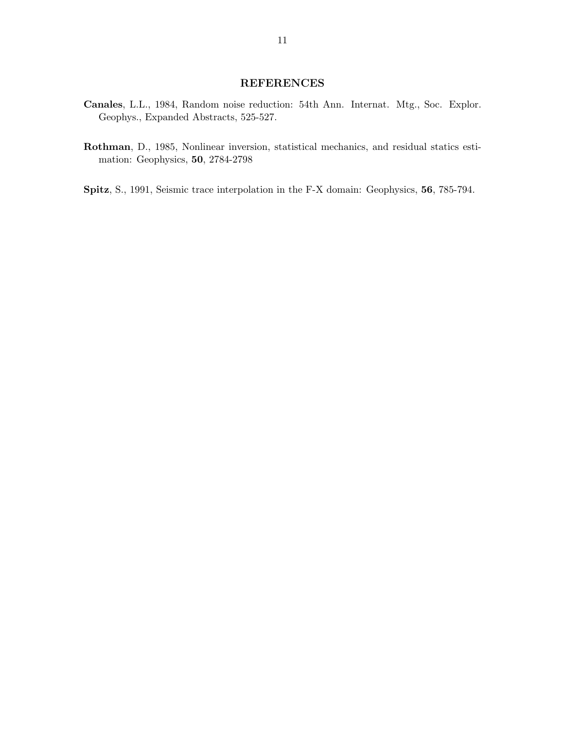## REFERENCES

**Canales**, L.L., 1984, Random noise reduction: 54th Ann. Internat. Mtg., Soc. Explor. Geophys., Expanded Abstracts, 525-527.

**Rothman**, D., 1985, Nonlinear inversion, statistical mechanics, and residual statics estimation: Geophysics, **50**, 2784-2798

**Spitz**, S., 1991, Seismic trace interpolation in the F-X domain: Geophysics, **56**, 785-794.